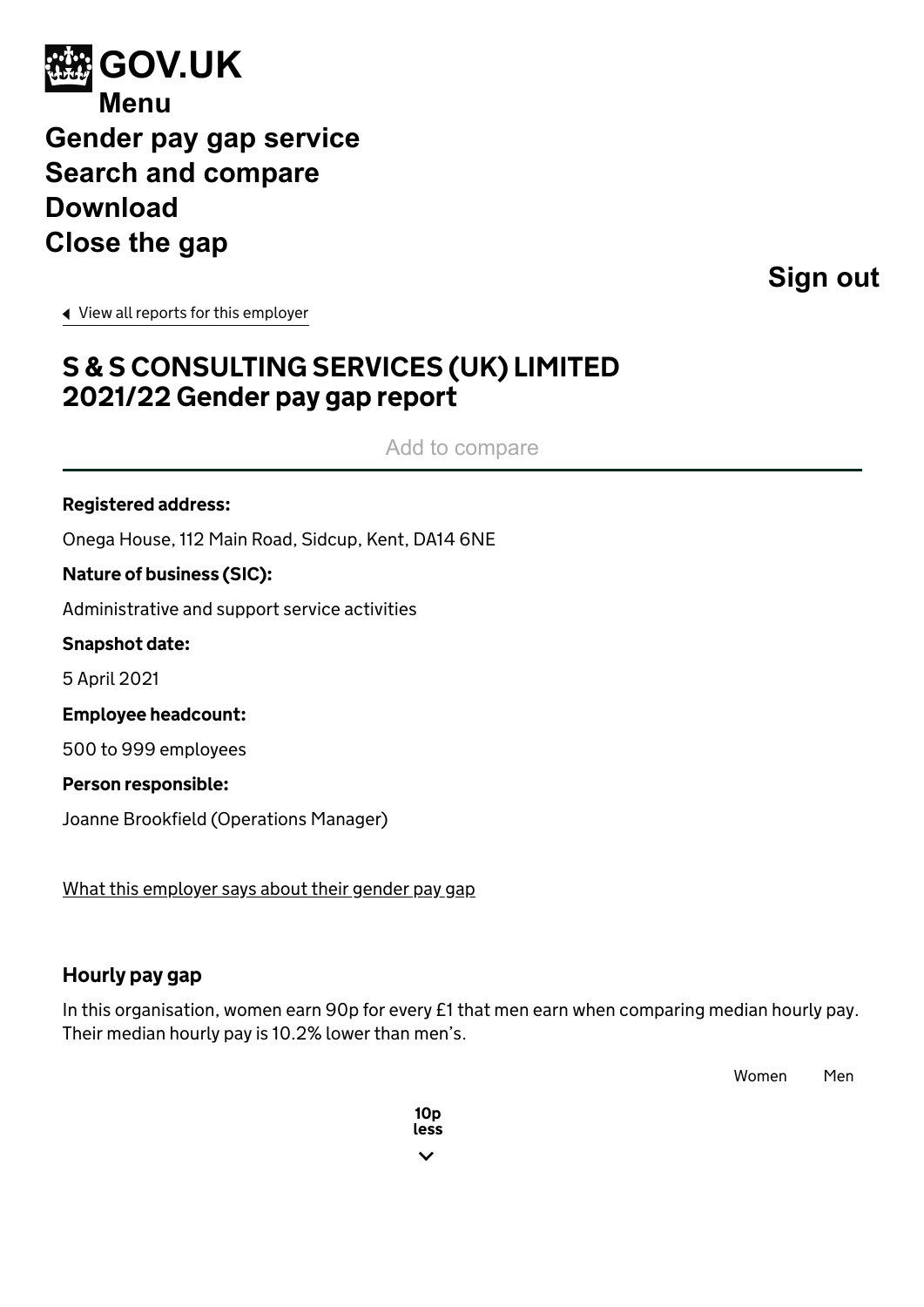GOV.UK

Menu

Gender pay gap service

Search and compare

Download

Close the gap

Sign out

View all reports for this employer

# S & S CONSULTING SERVICES (UK) LIMITED 2021/22 Gender pay gap report

Add to compare

**Registered address:**

Onega House, 112 Main Road, Sidcup, Kent, DA14 6NE

**Nature of business (SIC):**

Administrative and support service activities

**Snapshot date:**

5 April 2021

**Employee headcount:**

500 to 999 employees

**Person responsible:**

Joanne Brookfield (Operations Manager)

What this employer says about their gender pay gap

### Hourly pay gap

In this organisation, women earn 90p for every £1 that men earn when comparing median hourly pay. Their median hourly pay is 10.2% lower than men's.

Women Men

10p less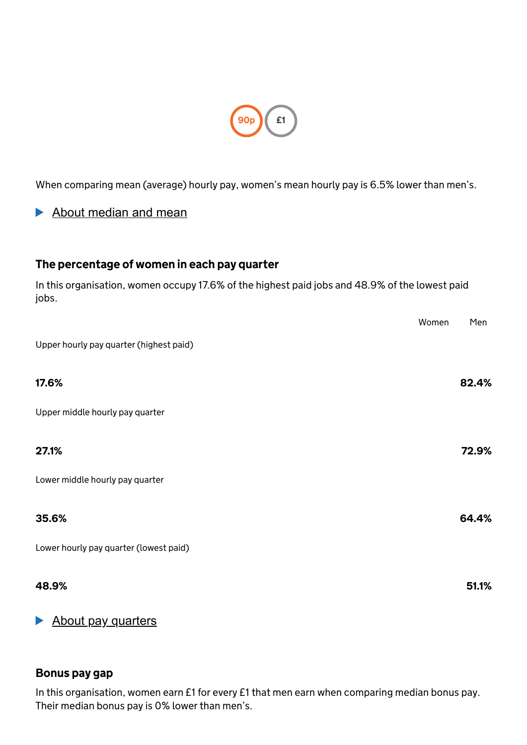90p £1

When comparing mean (average) hourly pay, women's mean hourly pay is 6.5% lower than men's.

▶ About median and mean

### The percentage of women in each pay quarter

In this organisation, women occupy 17.6% of the highest paid jobs and 48.9% of the lowest paid jobs.

| | Women | Men |
|---|---|---|
| Upper hourly pay quarter (highest paid) | **17.6%** | **82.4%** |
| Upper middle hourly pay quarter | **27.1%** | **72.9%** |
| Lower middle hourly pay quarter | **35.6%** | **64.4%** |
| Lower hourly pay quarter (lowest paid) | **48.9%** | **51.1%** |

▶ About pay quarters

### Bonus pay gap

In this organisation, women earn £1 for every £1 that men earn when comparing median bonus pay. Their median bonus pay is 0% lower than men's.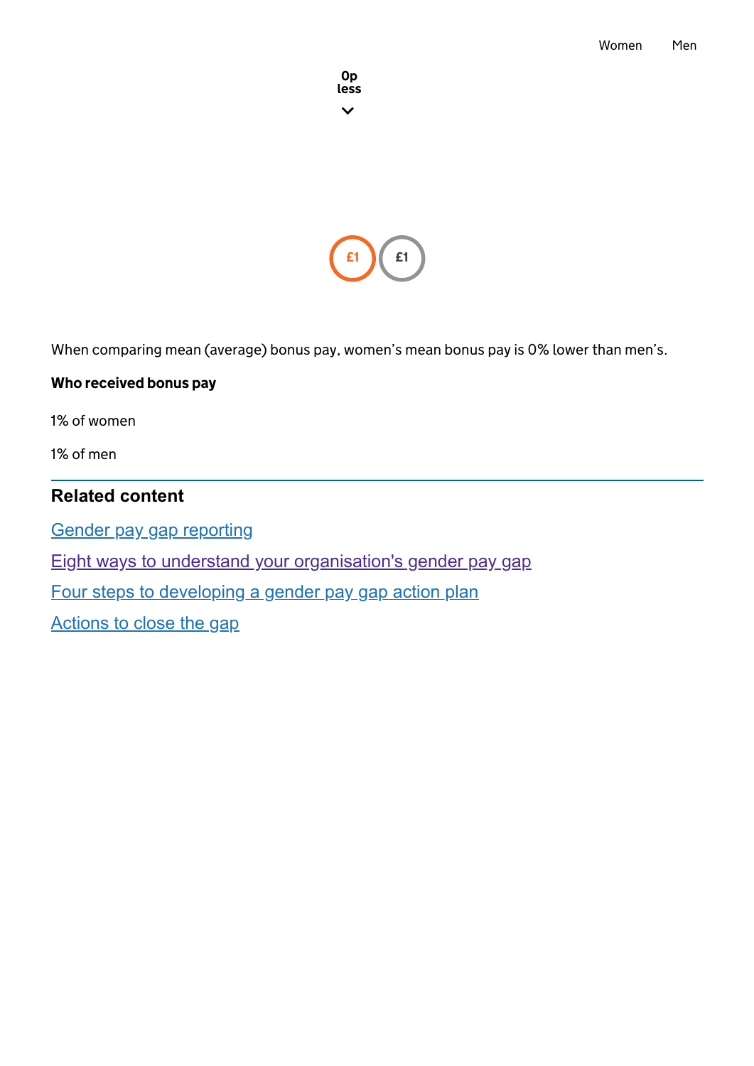Women Men

0p
less

£1 £1

When comparing mean (average) bonus pay, women's mean bonus pay is 0% lower than men's.

**Who received bonus pay**

1% of women

1% of men

## Related content

[Gender pay gap reporting]

[Eight ways to understand your organisation's gender pay gap]

[Four steps to developing a gender pay gap action plan]

[Actions to close the gap]